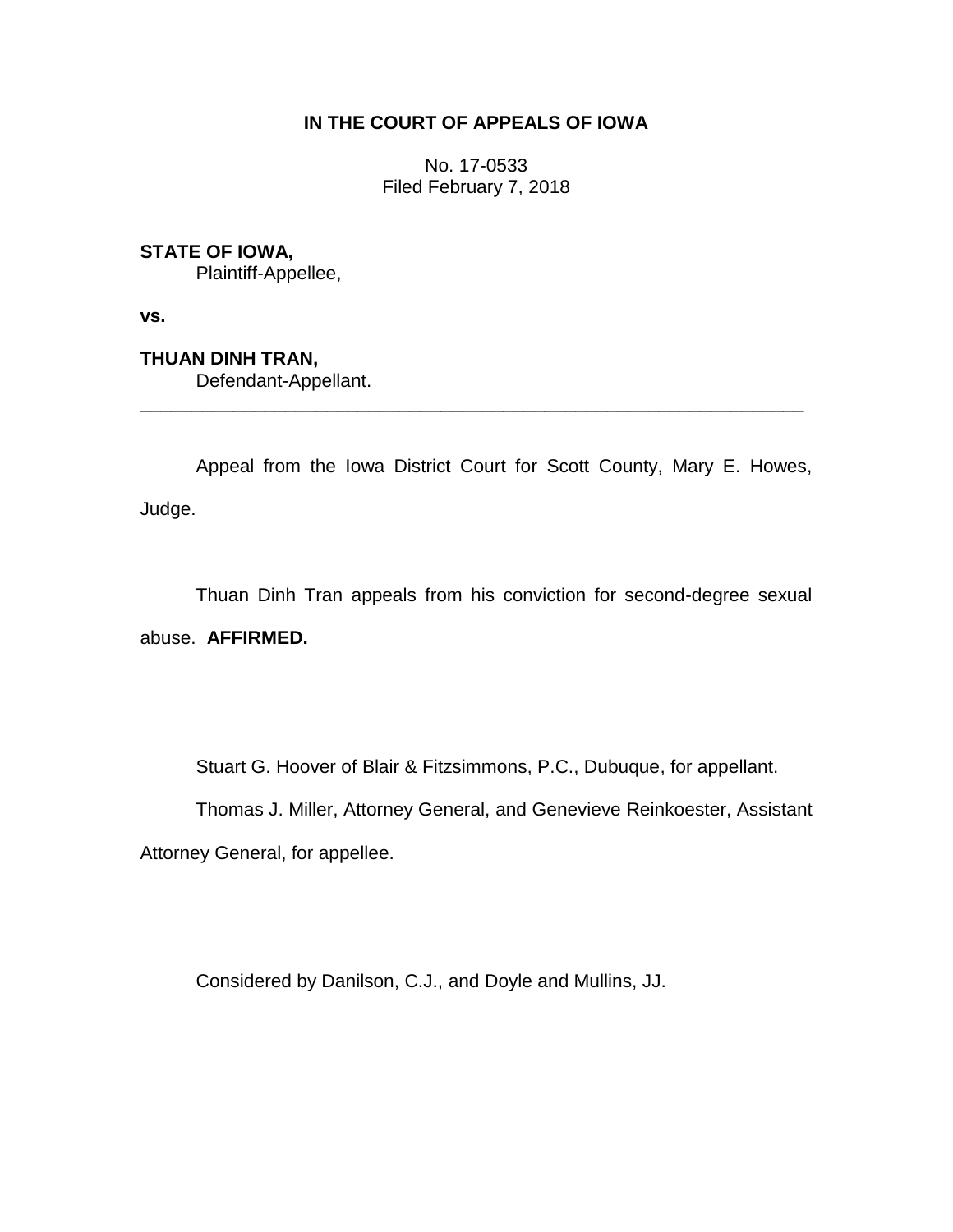**IN THE COURT OF APPEALS OF IOWA**

No. 17-0533
Filed February 7, 2018

**STATE OF IOWA,**
Plaintiff-Appellee,

**vs.**

**THUAN DINH TRAN,**
Defendant-Appellant.

---

Appeal from the Iowa District Court for Scott County, Mary E. Howes, Judge.

Thuan Dinh Tran appeals from his conviction for second-degree sexual abuse. **AFFIRMED.**

Stuart G. Hoover of Blair & Fitzsimmons, P.C., Dubuque, for appellant.

Thomas J. Miller, Attorney General, and Genevieve Reinkoester, Assistant Attorney General, for appellee.

Considered by Danilson, C.J., and Doyle and Mullins, JJ.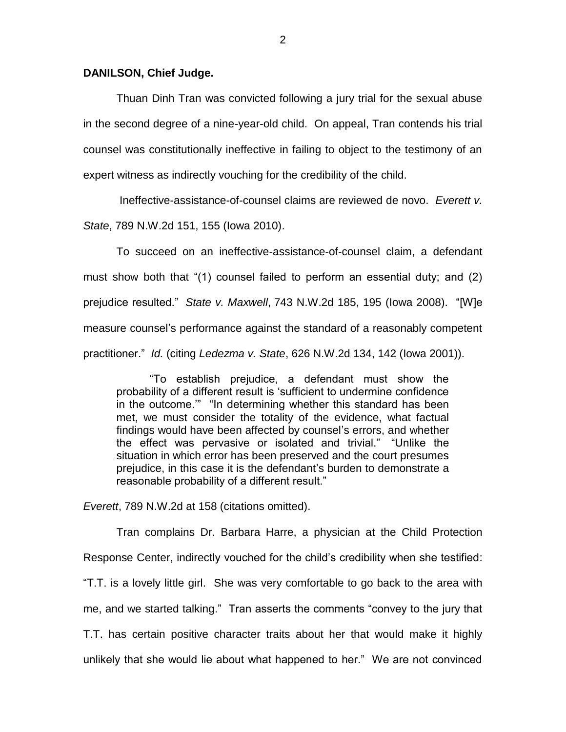**DANILSON, Chief Judge.**

Thuan Dinh Tran was convicted following a jury trial for the sexual abuse in the second degree of a nine-year-old child. On appeal, Tran contends his trial counsel was constitutionally ineffective in failing to object to the testimony of an expert witness as indirectly vouching for the credibility of the child.

Ineffective-assistance-of-counsel claims are reviewed de novo. *Everett v. State*, 789 N.W.2d 151, 155 (Iowa 2010).

To succeed on an ineffective-assistance-of-counsel claim, a defendant must show both that "(1) counsel failed to perform an essential duty; and (2) prejudice resulted." *State v. Maxwell*, 743 N.W.2d 185, 195 (Iowa 2008). "[W]e measure counsel's performance against the standard of a reasonably competent practitioner." *Id.* (citing *Ledezma v. State*, 626 N.W.2d 134, 142 (Iowa 2001)).

> "To establish prejudice, a defendant must show the probability of a different result is 'sufficient to undermine confidence in the outcome.'" "In determining whether this standard has been met, we must consider the totality of the evidence, what factual findings would have been affected by counsel's errors, and whether the effect was pervasive or isolated and trivial." "Unlike the situation in which error has been preserved and the court presumes prejudice, in this case it is the defendant's burden to demonstrate a reasonable probability of a different result."

*Everett*, 789 N.W.2d at 158 (citations omitted).

Tran complains Dr. Barbara Harre, a physician at the Child Protection Response Center, indirectly vouched for the child's credibility when she testified: "T.T. is a lovely little girl. She was very comfortable to go back to the area with me, and we started talking." Tran asserts the comments "convey to the jury that T.T. has certain positive character traits about her that would make it highly unlikely that she would lie about what happened to her." We are not convinced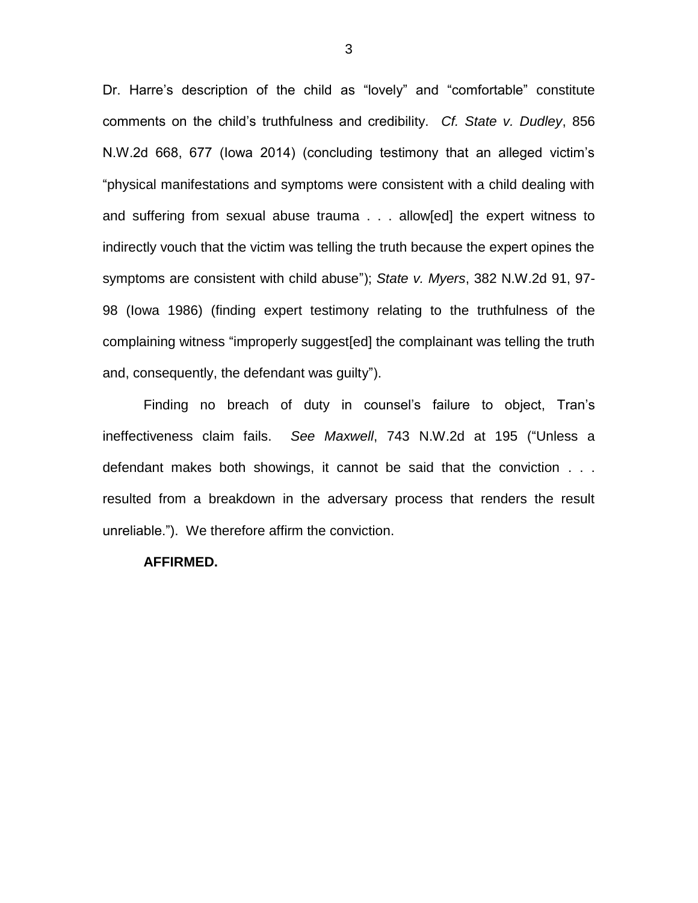Dr. Harre's description of the child as "lovely" and "comfortable" constitute comments on the child's truthfulness and credibility. *Cf. State v. Dudley*, 856 N.W.2d 668, 677 (Iowa 2014) (concluding testimony that an alleged victim's "physical manifestations and symptoms were consistent with a child dealing with and suffering from sexual abuse trauma . . . allow[ed] the expert witness to indirectly vouch that the victim was telling the truth because the expert opines the symptoms are consistent with child abuse"); *State v. Myers*, 382 N.W.2d 91, 97-98 (Iowa 1986) (finding expert testimony relating to the truthfulness of the complaining witness "improperly suggest[ed] the complainant was telling the truth and, consequently, the defendant was guilty").

Finding no breach of duty in counsel's failure to object, Tran's ineffectiveness claim fails. *See Maxwell*, 743 N.W.2d at 195 ("Unless a defendant makes both showings, it cannot be said that the conviction . . . resulted from a breakdown in the adversary process that renders the result unreliable."). We therefore affirm the conviction.

**AFFIRMED.**